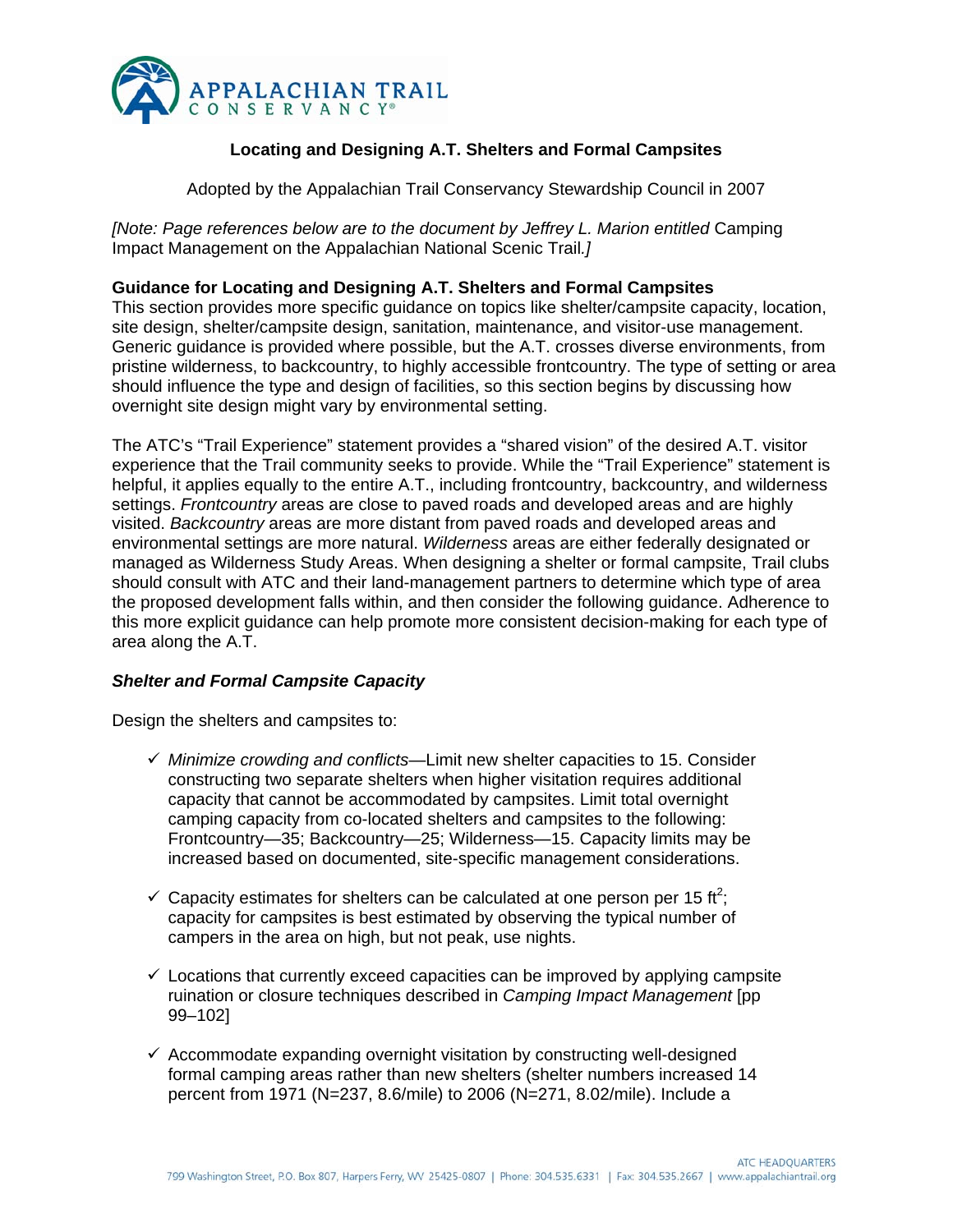# Locating and Designing A.T. Shelters and Formal Campsites

Adopted by the Appalachian Trail Conservancy Stewardship Council in 2007

*[Note: Page references below are to the document by Jeffrey L. Marion entitled* Camping Impact Management on the Appalachian National Scenic Trail*.]*

## Guidance for Locating and Designing A.T. Shelters and Formal Campsites

This section provides more specific guidance on topics like shelter/campsite capacity, location, site design, shelter/campsite design, sanitation, maintenance, and visitor-use management. Generic guidance is provided where possible, but the A.T. crosses diverse environments, from pristine wilderness, to backcountry, to highly accessible frontcountry. The type of setting or area should influence the type and design of facilities, so this section begins by discussing how overnight site design might vary by environmental setting.

The ATC's "Trail Experience" statement provides a "shared vision" of the desired A.T. visitor experience that the Trail community seeks to provide. While the "Trail Experience" statement is helpful, it applies equally to the entire A.T., including frontcountry, backcountry, and wilderness settings. *Frontcountry* areas are close to paved roads and developed areas and are highly visited. *Backcountry* areas are more distant from paved roads and developed areas and environmental settings are more natural. *Wilderness* areas are either federally designated or managed as Wilderness Study Areas. When designing a shelter or formal campsite, Trail clubs should consult with ATC and their land-management partners to determine which type of area the proposed development falls within, and then consider the following guidance. Adherence to this more explicit guidance can help promote more consistent decision-making for each type of area along the A.T.

### *Shelter and Formal Campsite Capacity*

Design the shelters and campsites to:

- ✓ *Minimize crowding and conflicts*—Limit new shelter capacities to 15. Consider constructing two separate shelters when higher visitation requires additional capacity that cannot be accommodated by campsites. Limit total overnight camping capacity from co-located shelters and campsites to the following: Frontcountry—35; Backcountry—25; Wilderness—15. Capacity limits may be increased based on documented, site-specific management considerations.

- ✓ Capacity estimates for shelters can be calculated at one person per 15 $ft^2$; capacity for campsites is best estimated by observing the typical number of campers in the area on high, but not peak, use nights.

- ✓ Locations that currently exceed capacities can be improved by applying campsite ruination or closure techniques described in *Camping Impact Management* [pp 99–102]

- ✓ Accommodate expanding overnight visitation by constructing well-designed formal camping areas rather than new shelters (shelter numbers increased 14 percent from 1971 (N=237, 8.6/mile) to 2006 (N=271, 8.02/mile). Include a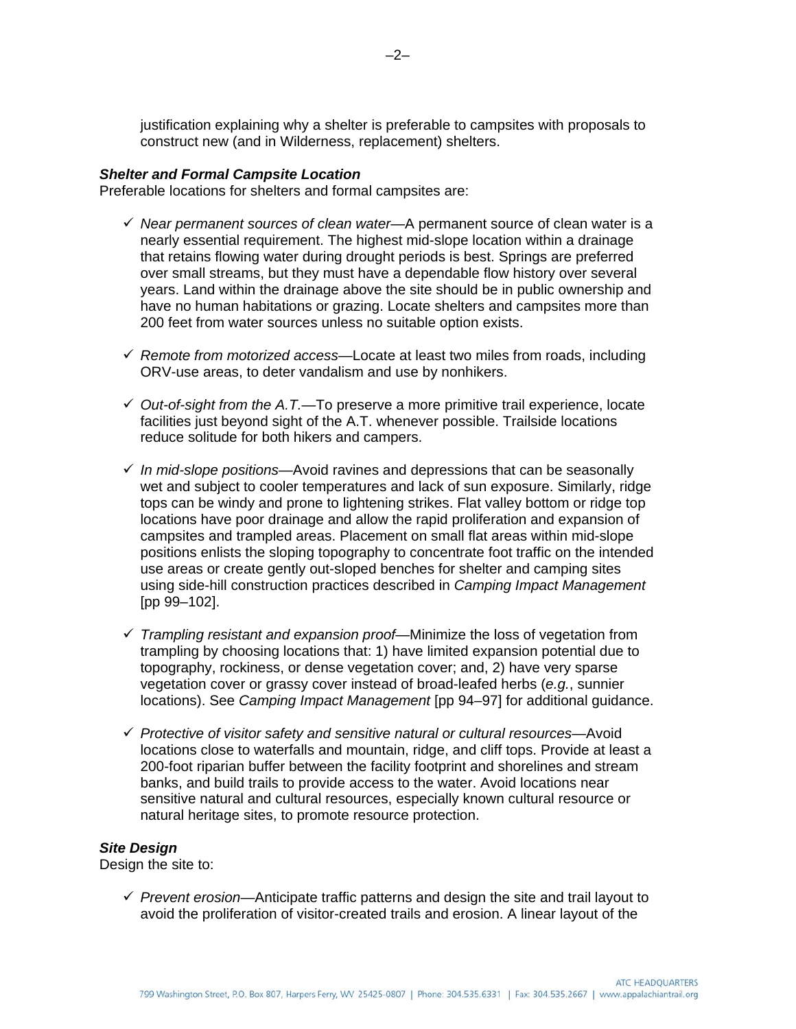justification explaining why a shelter is preferable to campsites with proposals to construct new (and in Wilderness, replacement) shelters.

***Shelter and Formal Campsite Location***
Preferable locations for shelters and formal campsites are:

- ✓ *Near permanent sources of clean water*—A permanent source of clean water is a nearly essential requirement. The highest mid-slope location within a drainage that retains flowing water during drought periods is best. Springs are preferred over small streams, but they must have a dependable flow history over several years. Land within the drainage above the site should be in public ownership and have no human habitations or grazing. Locate shelters and campsites more than 200 feet from water sources unless no suitable option exists.

- ✓ *Remote from motorized access*—Locate at least two miles from roads, including ORV-use areas, to deter vandalism and use by nonhikers.

- ✓ *Out-of-sight from the A.T.*—To preserve a more primitive trail experience, locate facilities just beyond sight of the A.T. whenever possible. Trailside locations reduce solitude for both hikers and campers.

- ✓ *In mid-slope positions*—Avoid ravines and depressions that can be seasonally wet and subject to cooler temperatures and lack of sun exposure. Similarly, ridge tops can be windy and prone to lightening strikes. Flat valley bottom or ridge top locations have poor drainage and allow the rapid proliferation and expansion of campsites and trampled areas. Placement on small flat areas within mid-slope positions enlists the sloping topography to concentrate foot traffic on the intended use areas or create gently out-sloped benches for shelter and camping sites using side-hill construction practices described in *Camping Impact Management* [pp 99–102].

- ✓ *Trampling resistant and expansion proof*—Minimize the loss of vegetation from trampling by choosing locations that: 1) have limited expansion potential due to topography, rockiness, or dense vegetation cover; and, 2) have very sparse vegetation cover or grassy cover instead of broad-leafed herbs (*e.g.*, sunnier locations). See *Camping Impact Management* [pp 94–97] for additional guidance.

- ✓ *Protective of visitor safety and sensitive natural or cultural resources*—Avoid locations close to waterfalls and mountain, ridge, and cliff tops. Provide at least a 200-foot riparian buffer between the facility footprint and shorelines and stream banks, and build trails to provide access to the water. Avoid locations near sensitive natural and cultural resources, especially known cultural resource or natural heritage sites, to promote resource protection.

***Site Design***
Design the site to:

- ✓ *Prevent erosion*—Anticipate traffic patterns and design the site and trail layout to avoid the proliferation of visitor-created trails and erosion. A linear layout of the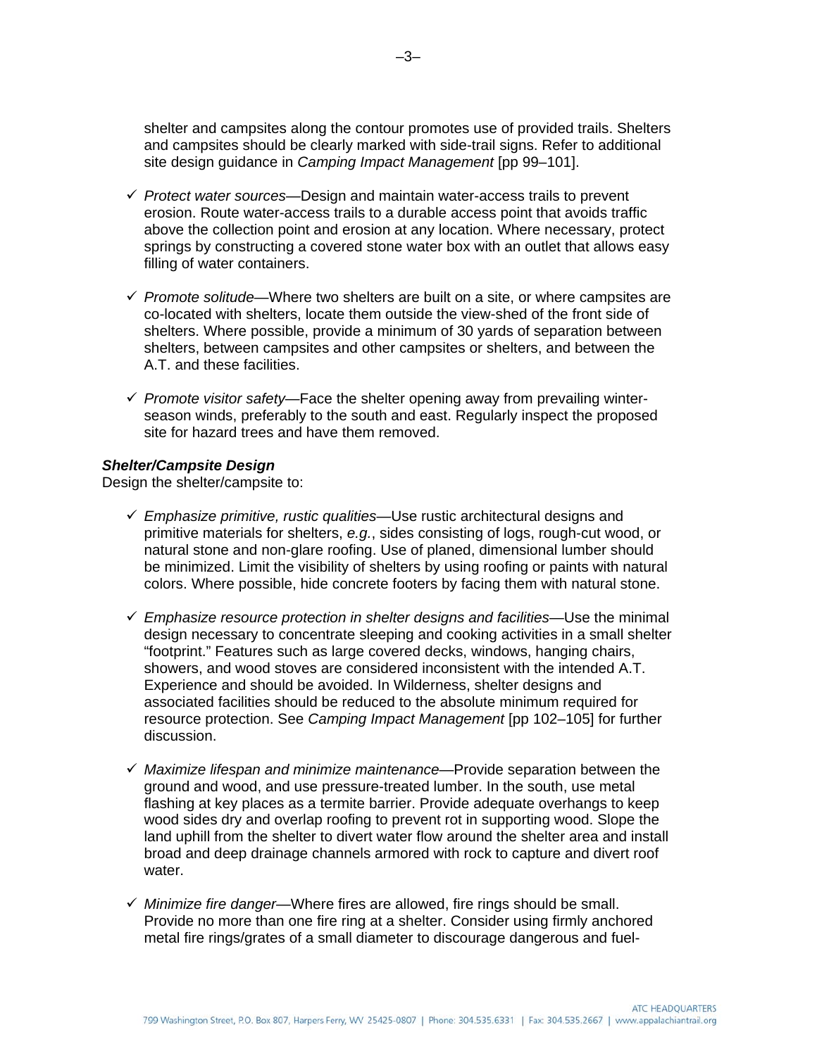shelter and campsites along the contour promotes use of provided trails. Shelters and campsites should be clearly marked with side-trail signs. Refer to additional site design guidance in *Camping Impact Management* [pp 99–101].

- ✓ *Protect water sources*—Design and maintain water-access trails to prevent erosion. Route water-access trails to a durable access point that avoids traffic above the collection point and erosion at any location. Where necessary, protect springs by constructing a covered stone water box with an outlet that allows easy filling of water containers.

- ✓ *Promote solitude*—Where two shelters are built on a site, or where campsites are co-located with shelters, locate them outside the view-shed of the front side of shelters. Where possible, provide a minimum of 30 yards of separation between shelters, between campsites and other campsites or shelters, and between the A.T. and these facilities.

- ✓ *Promote visitor safety*—Face the shelter opening away from prevailing winter-season winds, preferably to the south and east. Regularly inspect the proposed site for hazard trees and have them removed.

***Shelter/Campsite Design***

Design the shelter/campsite to:

- ✓ *Emphasize primitive, rustic qualities*—Use rustic architectural designs and primitive materials for shelters, *e.g.*, sides consisting of logs, rough-cut wood, or natural stone and non-glare roofing. Use of planed, dimensional lumber should be minimized. Limit the visibility of shelters by using roofing or paints with natural colors. Where possible, hide concrete footers by facing them with natural stone.

- ✓ *Emphasize resource protection in shelter designs and facilities*—Use the minimal design necessary to concentrate sleeping and cooking activities in a small shelter "footprint." Features such as large covered decks, windows, hanging chairs, showers, and wood stoves are considered inconsistent with the intended A.T. Experience and should be avoided. In Wilderness, shelter designs and associated facilities should be reduced to the absolute minimum required for resource protection. See *Camping Impact Management* [pp 102–105] for further discussion.

- ✓ *Maximize lifespan and minimize maintenance*—Provide separation between the ground and wood, and use pressure-treated lumber. In the south, use metal flashing at key places as a termite barrier. Provide adequate overhangs to keep wood sides dry and overlap roofing to prevent rot in supporting wood. Slope the land uphill from the shelter to divert water flow around the shelter area and install broad and deep drainage channels armored with rock to capture and divert roof water.

- ✓ *Minimize fire danger*—Where fires are allowed, fire rings should be small. Provide no more than one fire ring at a shelter. Consider using firmly anchored metal fire rings/grates of a small diameter to discourage dangerous and fuel-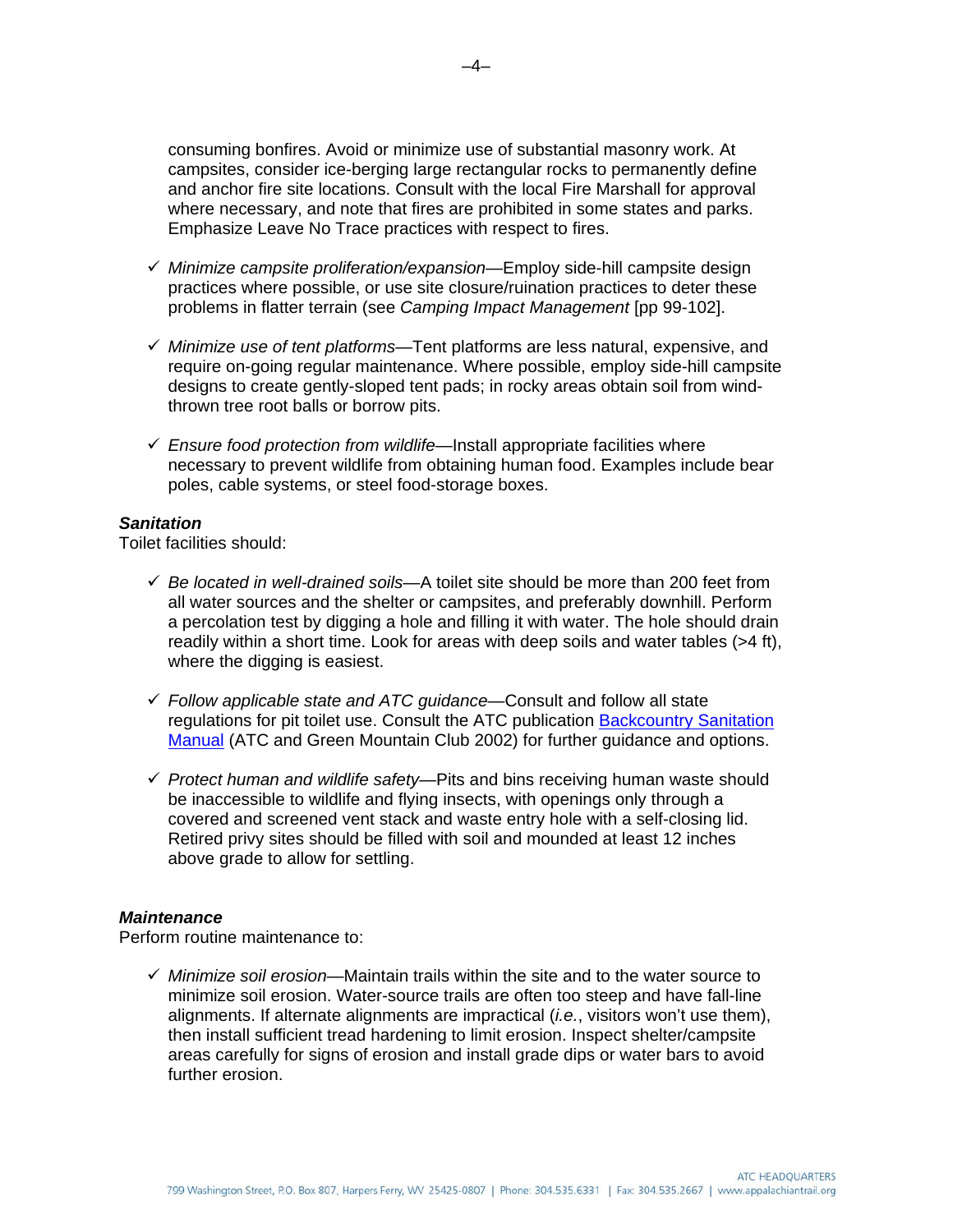consuming bonfires. Avoid or minimize use of substantial masonry work. At campsites, consider ice-berging large rectangular rocks to permanently define and anchor fire site locations. Consult with the local Fire Marshall for approval where necessary, and note that fires are prohibited in some states and parks. Emphasize Leave No Trace practices with respect to fires.

- ✓ *Minimize campsite proliferation/expansion*—Employ side-hill campsite design practices where possible, or use site closure/ruination practices to deter these problems in flatter terrain (see *Camping Impact Management* [pp 99-102].

- ✓ *Minimize use of tent platforms*—Tent platforms are less natural, expensive, and require on-going regular maintenance. Where possible, employ side-hill campsite designs to create gently-sloped tent pads; in rocky areas obtain soil from wind-thrown tree root balls or borrow pits.

- ✓ *Ensure food protection from wildlife*—Install appropriate facilities where necessary to prevent wildlife from obtaining human food. Examples include bear poles, cable systems, or steel food-storage boxes.

***Sanitation***

Toilet facilities should:

- ✓ *Be located in well-drained soils*—A toilet site should be more than 200 feet from all water sources and the shelter or campsites, and preferably downhill. Perform a percolation test by digging a hole and filling it with water. The hole should drain readily within a short time. Look for areas with deep soils and water tables (>4 ft), where the digging is easiest.

- ✓ *Follow applicable state and ATC guidance*—Consult and follow all state regulations for pit toilet use. Consult the ATC publication Backcountry Sanitation Manual (ATC and Green Mountain Club 2002) for further guidance and options.

- ✓ *Protect human and wildlife safety*—Pits and bins receiving human waste should be inaccessible to wildlife and flying insects, with openings only through a covered and screened vent stack and waste entry hole with a self-closing lid. Retired privy sites should be filled with soil and mounded at least 12 inches above grade to allow for settling.

***Maintenance***

Perform routine maintenance to:

- ✓ *Minimize soil erosion*—Maintain trails within the site and to the water source to minimize soil erosion. Water-source trails are often too steep and have fall-line alignments. If alternate alignments are impractical (*i.e.*, visitors won't use them), then install sufficient tread hardening to limit erosion. Inspect shelter/campsite areas carefully for signs of erosion and install grade dips or water bars to avoid further erosion.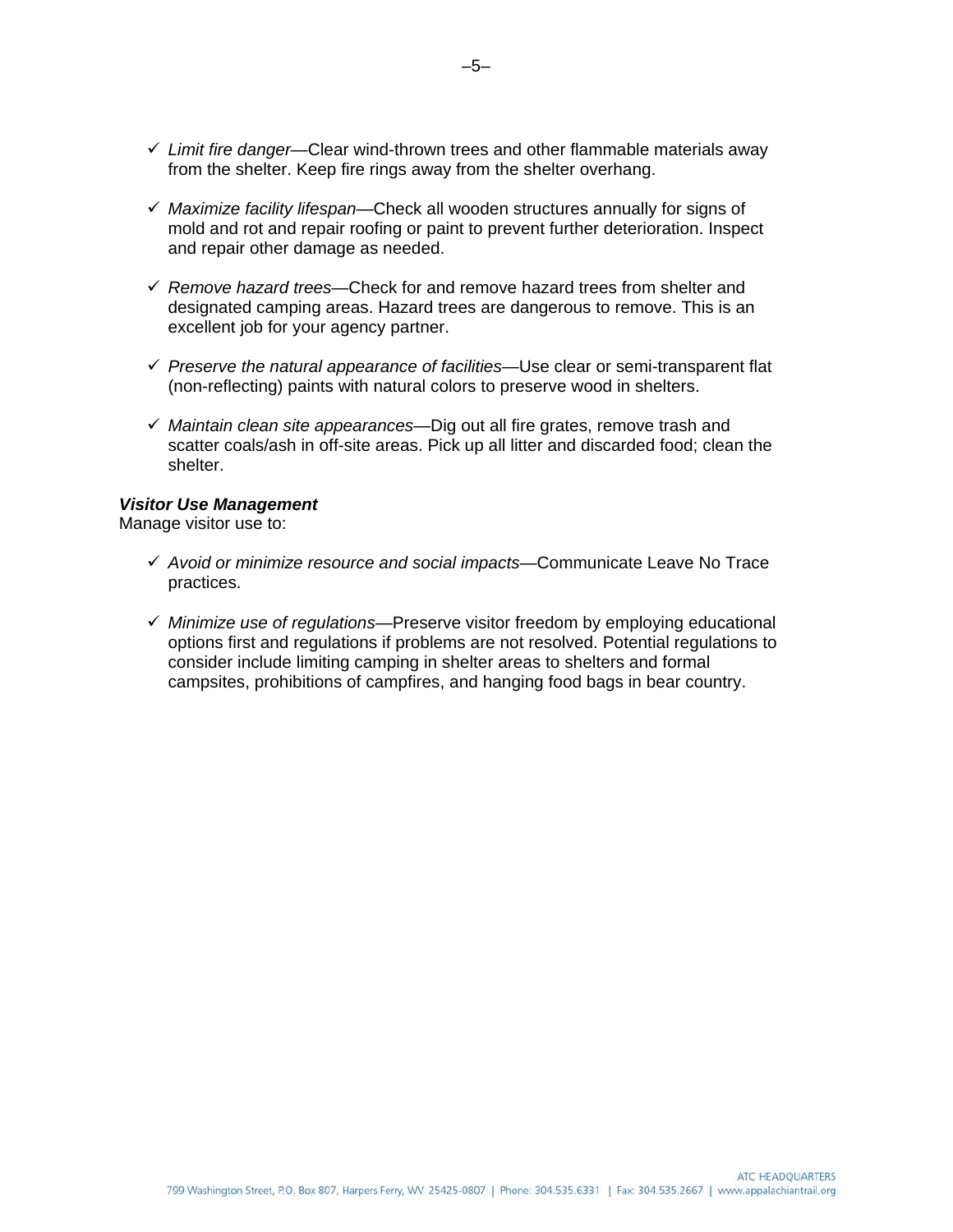- ✓ *Limit fire danger*—Clear wind-thrown trees and other flammable materials away from the shelter. Keep fire rings away from the shelter overhang.

- ✓ *Maximize facility lifespan*—Check all wooden structures annually for signs of mold and rot and repair roofing or paint to prevent further deterioration. Inspect and repair other damage as needed.

- ✓ *Remove hazard trees*—Check for and remove hazard trees from shelter and designated camping areas. Hazard trees are dangerous to remove. This is an excellent job for your agency partner.

- ✓ *Preserve the natural appearance of facilities*—Use clear or semi-transparent flat (non-reflecting) paints with natural colors to preserve wood in shelters.

- ✓ *Maintain clean site appearances*—Dig out all fire grates, remove trash and scatter coals/ash in off-site areas. Pick up all litter and discarded food; clean the shelter.

***Visitor Use Management***

Manage visitor use to:

- ✓ *Avoid or minimize resource and social impacts*—Communicate Leave No Trace practices.

- ✓ *Minimize use of regulations*—Preserve visitor freedom by employing educational options first and regulations if problems are not resolved. Potential regulations to consider include limiting camping in shelter areas to shelters and formal campsites, prohibitions of campfires, and hanging food bags in bear country.